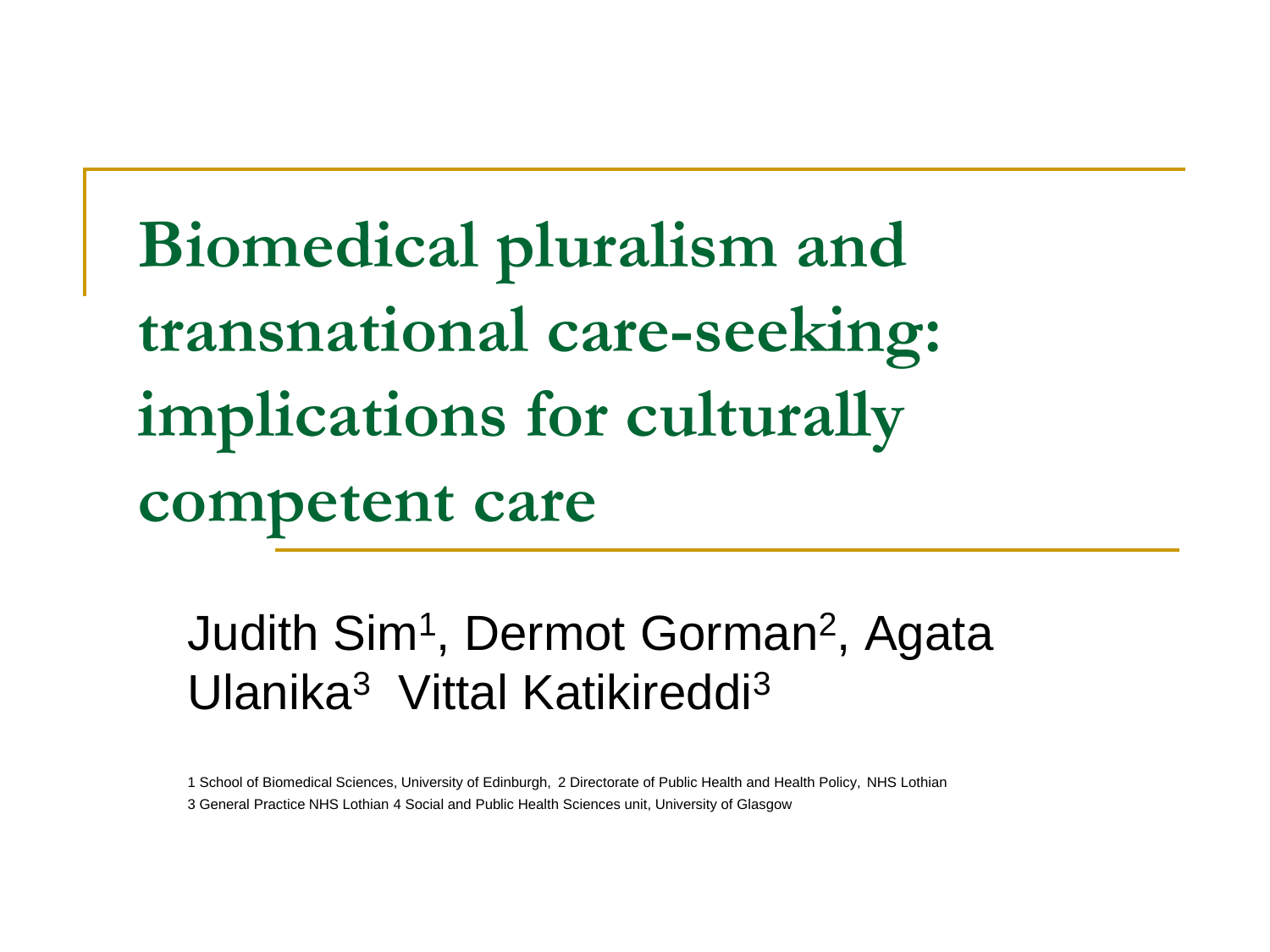# Biomedical pluralism and transnational care-seeking: implications for culturally competent care

Judith Sim[1], Dermot Gorman[2], Agata Ulanika[3] Vittal Katikireddi[3]

1 School of Biomedical Sciences, University of Edinburgh, 2 Directorate of Public Health and Health Policy, NHS Lothian
3 General Practice NHS Lothian 4 Social and Public Health Sciences unit, University of Glasgow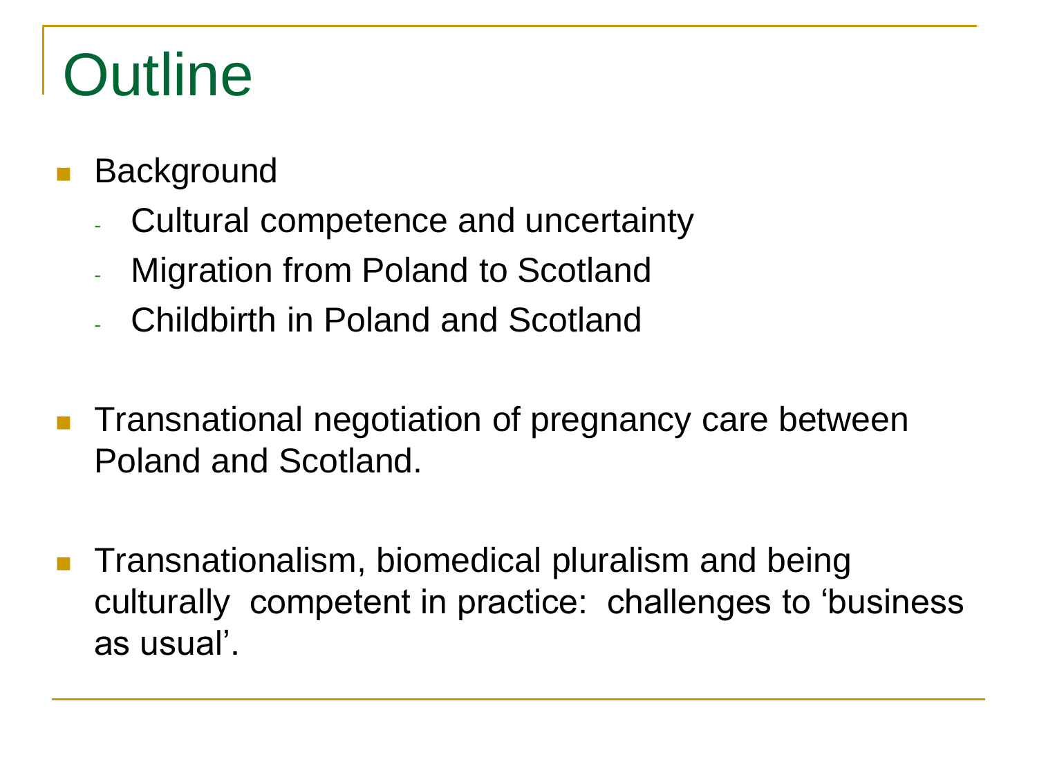# Outline

- Background
  - Cultural competence and uncertainty
  - Migration from Poland to Scotland
  - Childbirth in Poland and Scotland

- Transnational negotiation of pregnancy care between Poland and Scotland.

- Transnationalism, biomedical pluralism and being culturally competent in practice: challenges to 'business as usual'.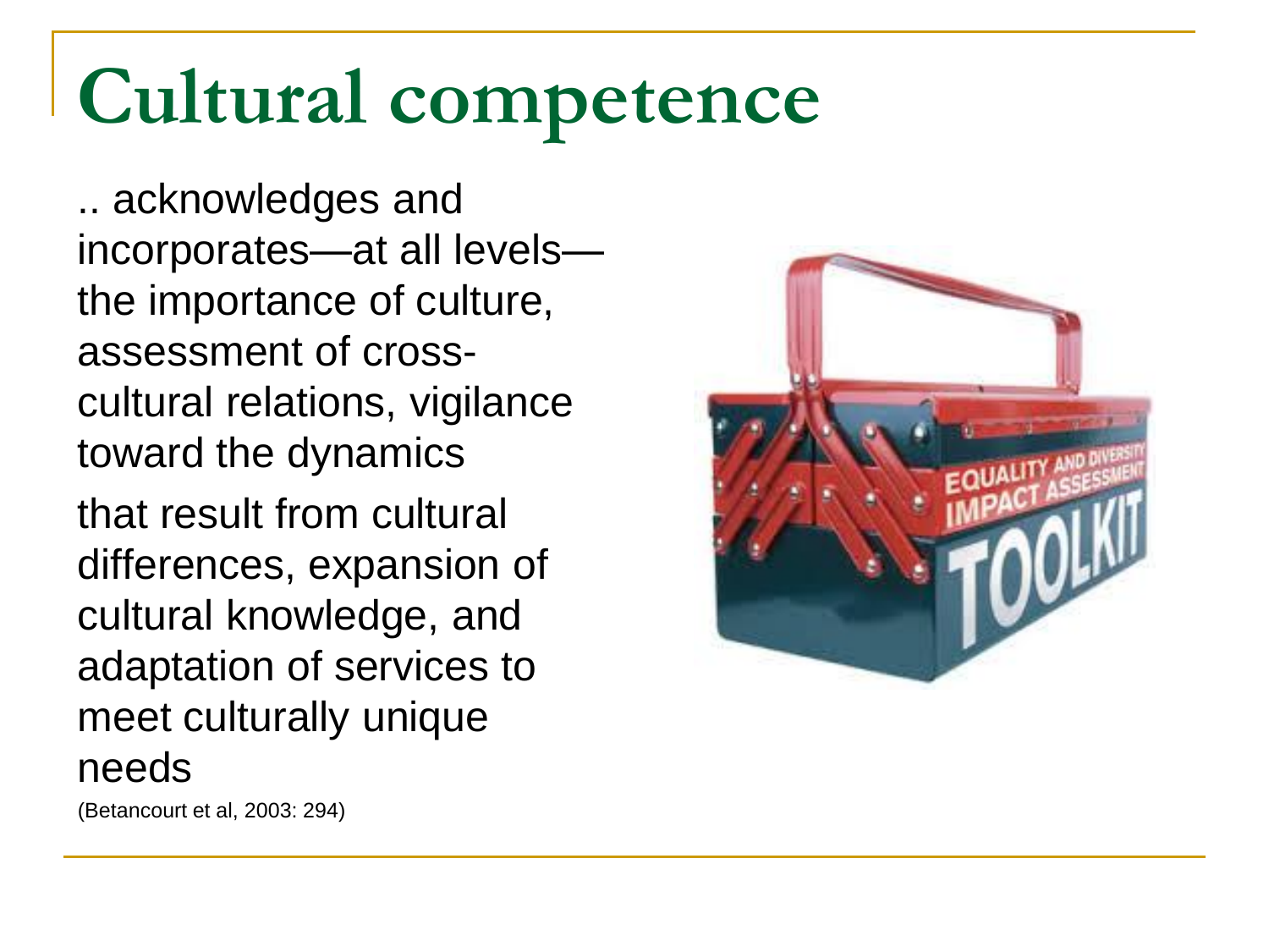# Cultural competence

.. acknowledges and incorporates—at all levels—the importance of culture, assessment of cross-cultural relations, vigilance toward the dynamics

that result from cultural differences, expansion of cultural knowledge, and adaptation of services to meet culturally unique needs

(Betancourt et al, 2003: 294)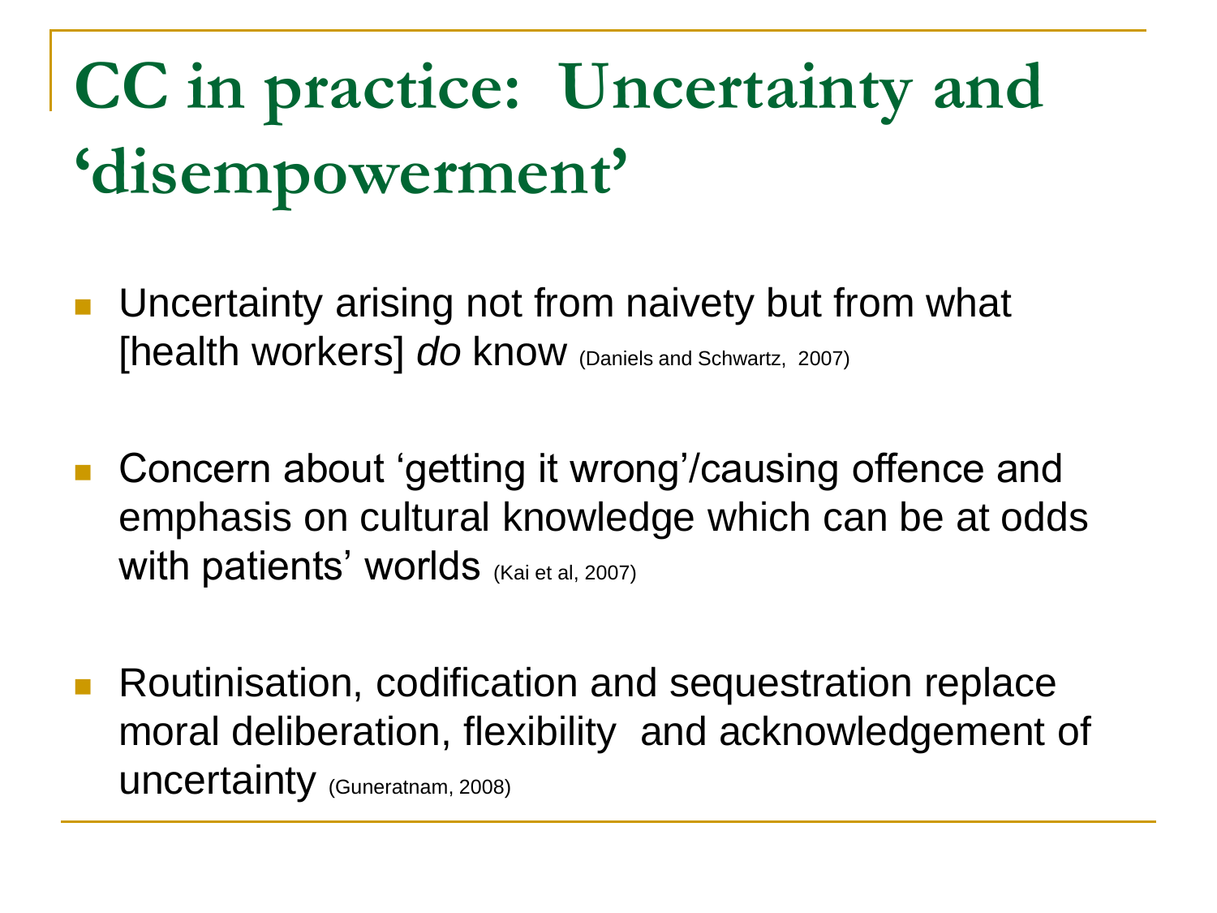# CC in practice: Uncertainty and 'disempowerment'

- Uncertainty arising not from naivety but from what [health workers] *do* know (Daniels and Schwartz, 2007)
- Concern about 'getting it wrong'/causing offence and emphasis on cultural knowledge which can be at odds with patients' worlds (Kai et al, 2007)
- Routinisation, codification and sequestration replace moral deliberation, flexibility and acknowledgement of uncertainty (Guneratnam, 2008)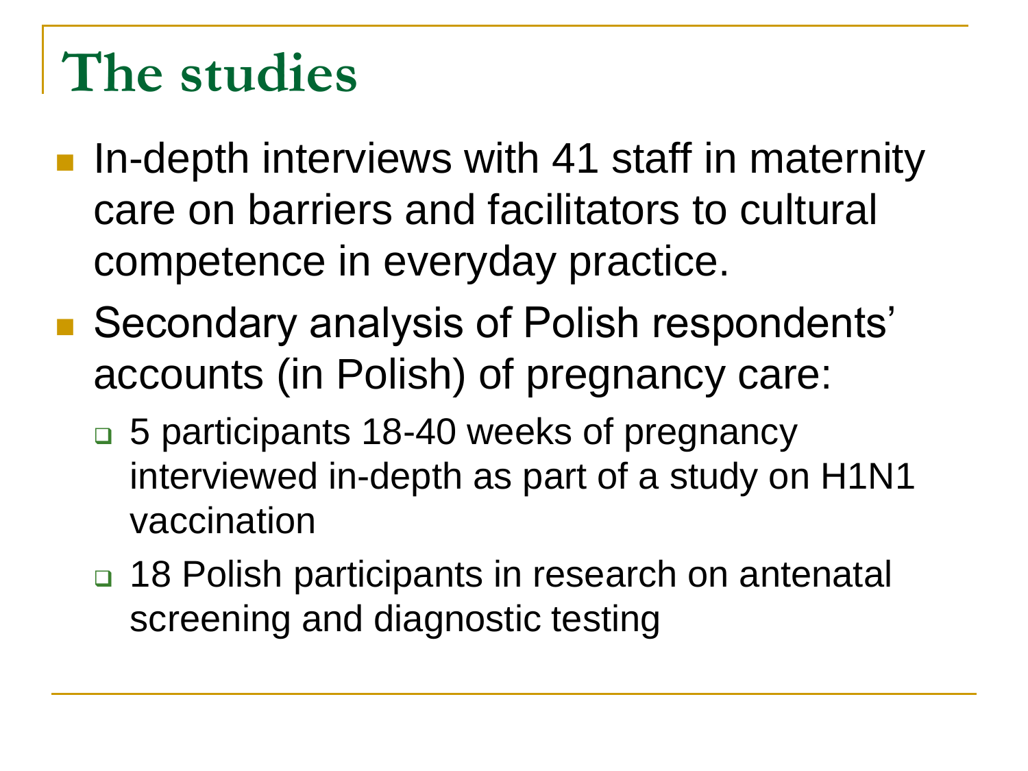# The studies

- In-depth interviews with 41 staff in maternity care on barriers and facilitators to cultural competence in everyday practice.
- Secondary analysis of Polish respondents' accounts (in Polish) of pregnancy care:
  - 5 participants 18-40 weeks of pregnancy interviewed in-depth as part of a study on H1N1 vaccination
  - 18 Polish participants in research on antenatal screening and diagnostic testing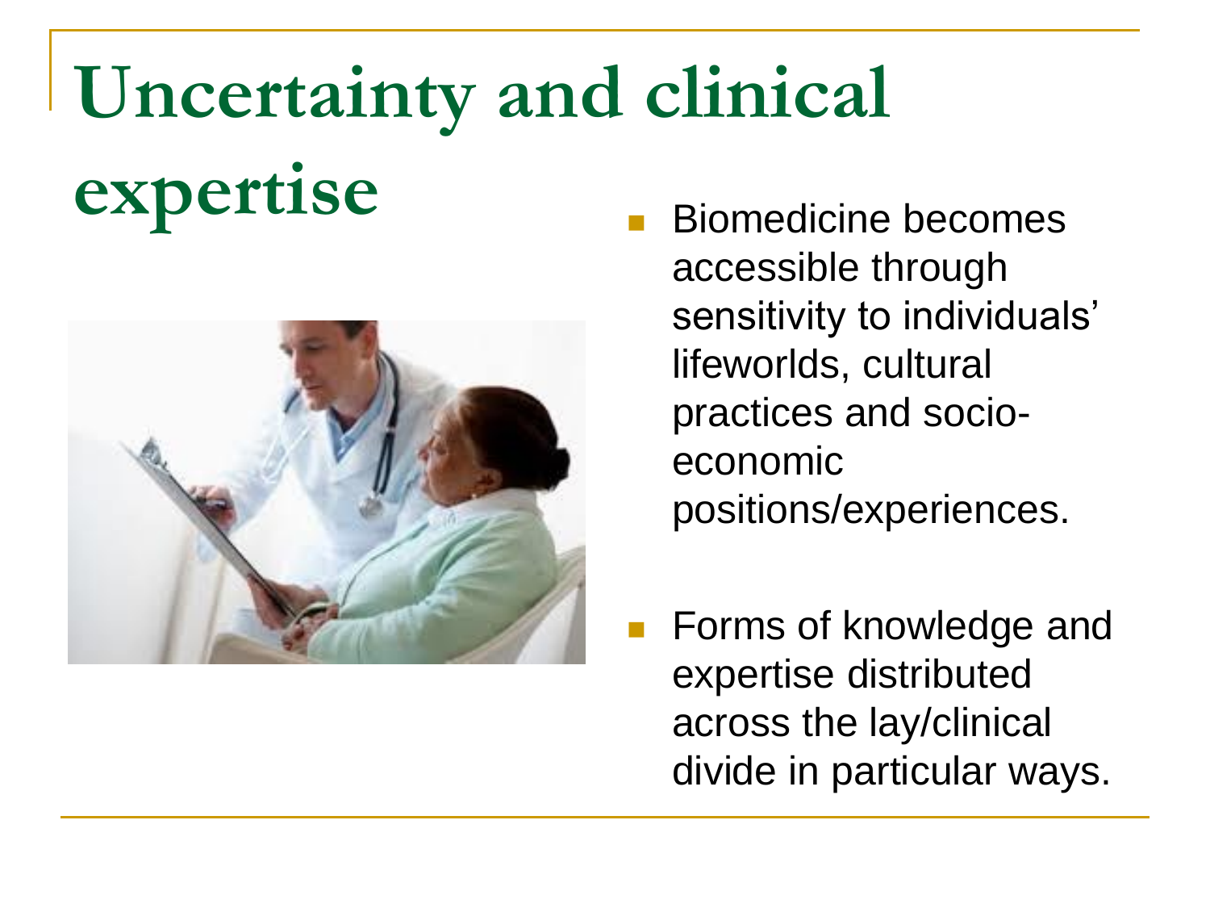# Uncertainty and clinical expertise

- Biomedicine becomes accessible through sensitivity to individuals' lifeworlds, cultural practices and socio-economic positions/experiences.
- Forms of knowledge and expertise distributed across the lay/clinical divide in particular ways.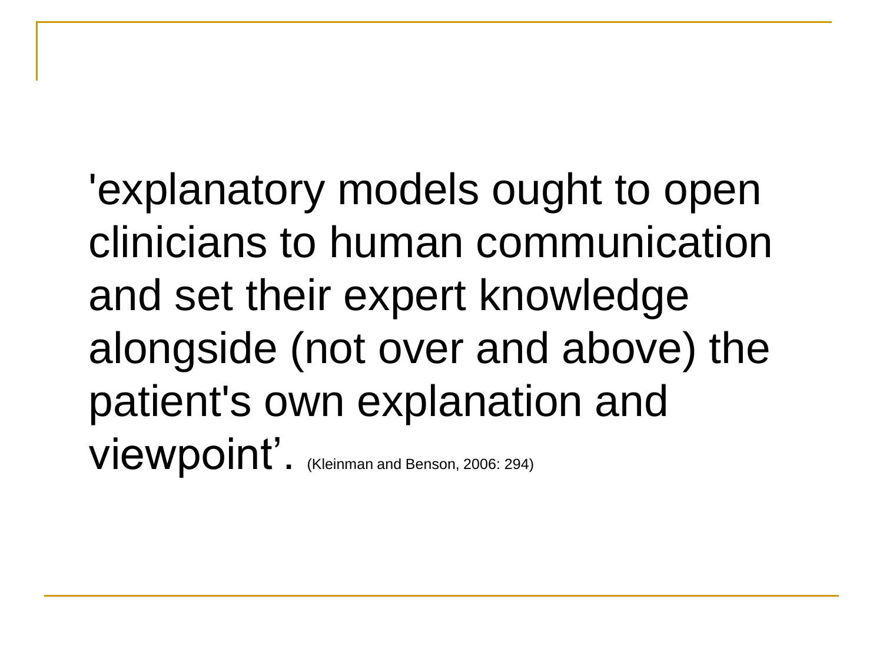'explanatory models ought to open clinicians to human communication and set their expert knowledge alongside (not over and above) the patient's own explanation and viewpoint'. (Kleinman and Benson, 2006: 294)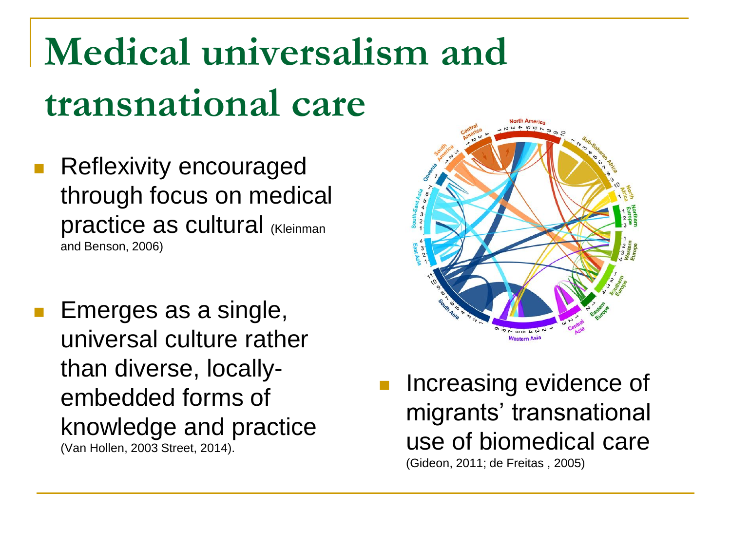# Medical universalism and transnational care

- Reflexivity encouraged through focus on medical practice as cultural (Kleinman and Benson, 2006)
- Emerges as a single, universal culture rather than diverse, locally-embedded forms of knowledge and practice (Van Hollen, 2003 Street, 2014).
- Increasing evidence of migrants' transnational use of biomedical care (Gideon, 2011; de Freitas , 2005)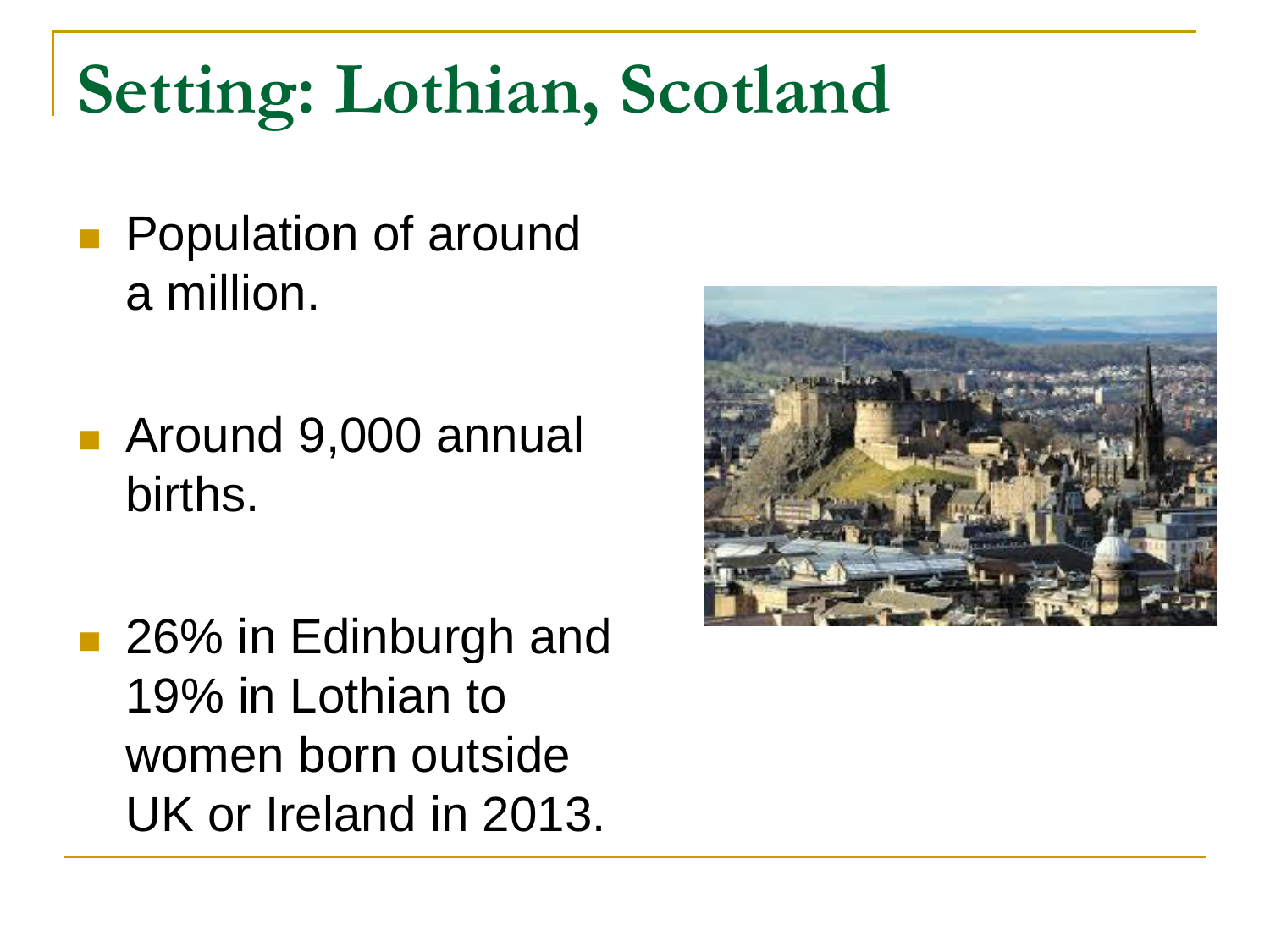# Setting: Lothian, Scotland

- Population of around a million.
- Around 9,000 annual births.
- 26% in Edinburgh and 19% in Lothian to women born outside UK or Ireland in 2013.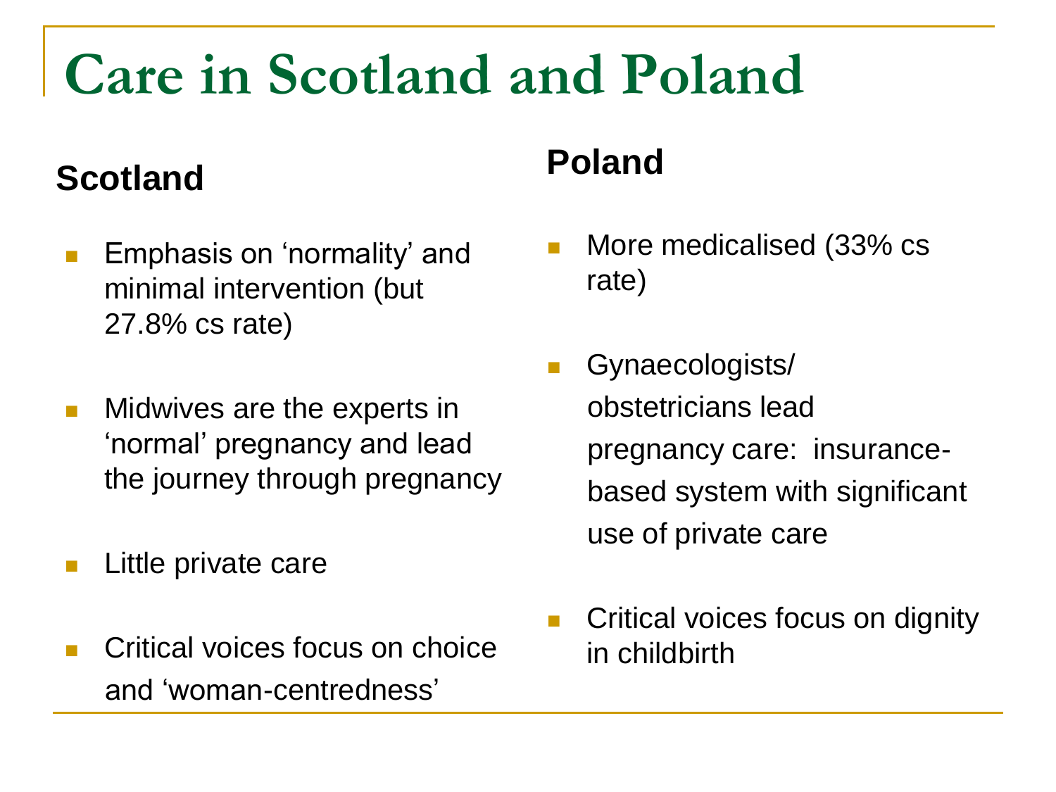# Care in Scotland and Poland

## Scotland

- Emphasis on 'normality' and minimal intervention (but 27.8% cs rate)
- Midwives are the experts in 'normal' pregnancy and lead the journey through pregnancy
- Little private care
- Critical voices focus on choice and 'woman-centredness'

## Poland

- More medicalised (33% cs rate)
- Gynaecologists/ obstetricians lead pregnancy care: insurance-based system with significant use of private care
- Critical voices focus on dignity in childbirth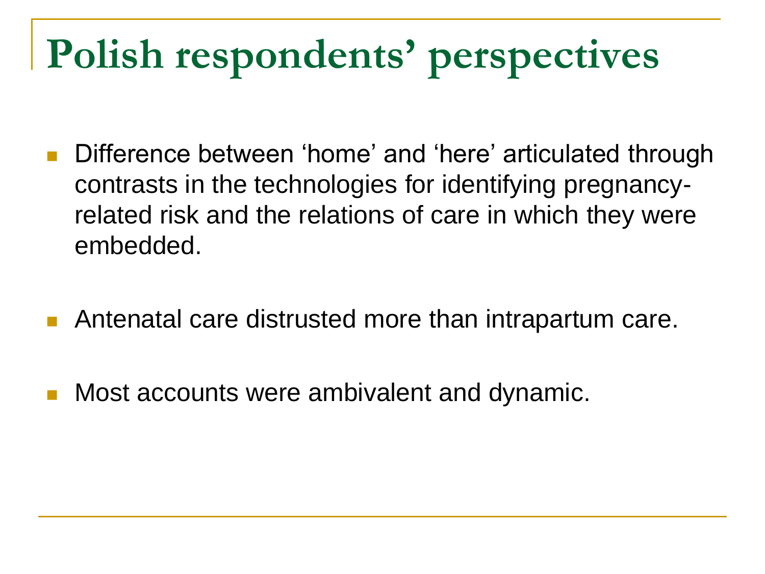# Polish respondents' perspectives

- Difference between 'home' and 'here' articulated through contrasts in the technologies for identifying pregnancy-related risk and the relations of care in which they were embedded.
- Antenatal care distrusted more than intrapartum care.
- Most accounts were ambivalent and dynamic.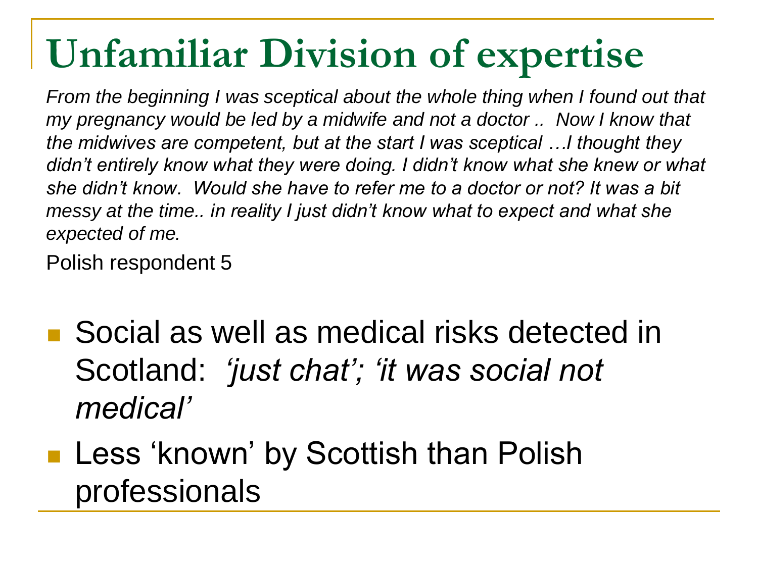# Unfamiliar Division of expertise

*From the beginning I was sceptical about the whole thing when I found out that my pregnancy would be led by a midwife and not a doctor .. Now I know that the midwives are competent, but at the start I was sceptical …I thought they didn't entirely know what they were doing. I didn't know what she knew or what she didn't know. Would she have to refer me to a doctor or not? It was a bit messy at the time.. in reality I just didn't know what to expect and what she expected of me.*

Polish respondent 5

- Social as well as medical risks detected in Scotland: *'just chat'; 'it was social not medical'*
- Less 'known' by Scottish than Polish professionals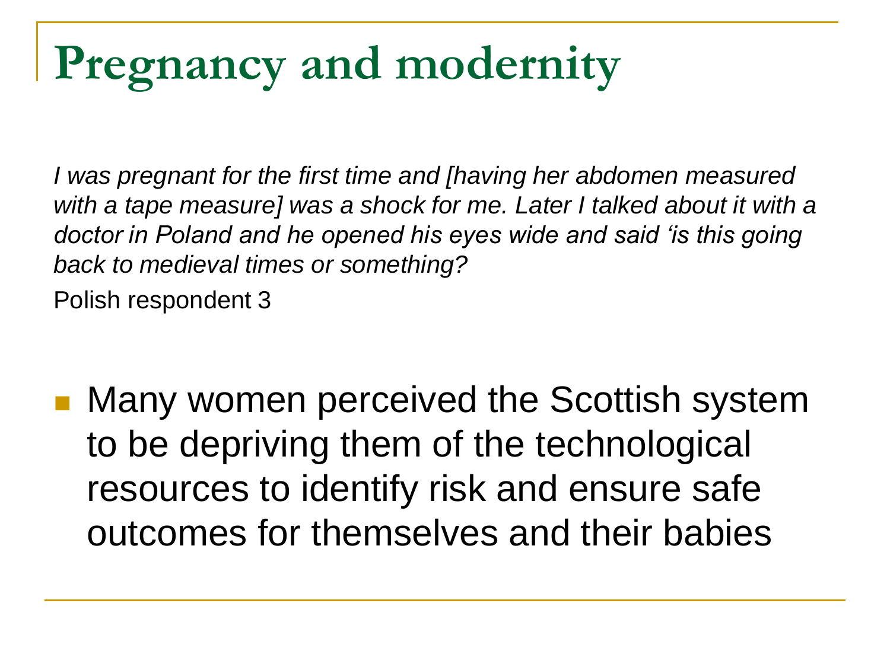# Pregnancy and modernity

*I was pregnant for the first time and [having her abdomen measured with a tape measure] was a shock for me. Later I talked about it with a doctor in Poland and he opened his eyes wide and said 'is this going back to medieval times or something?*

Polish respondent 3

- Many women perceived the Scottish system to be depriving them of the technological resources to identify risk and ensure safe outcomes for themselves and their babies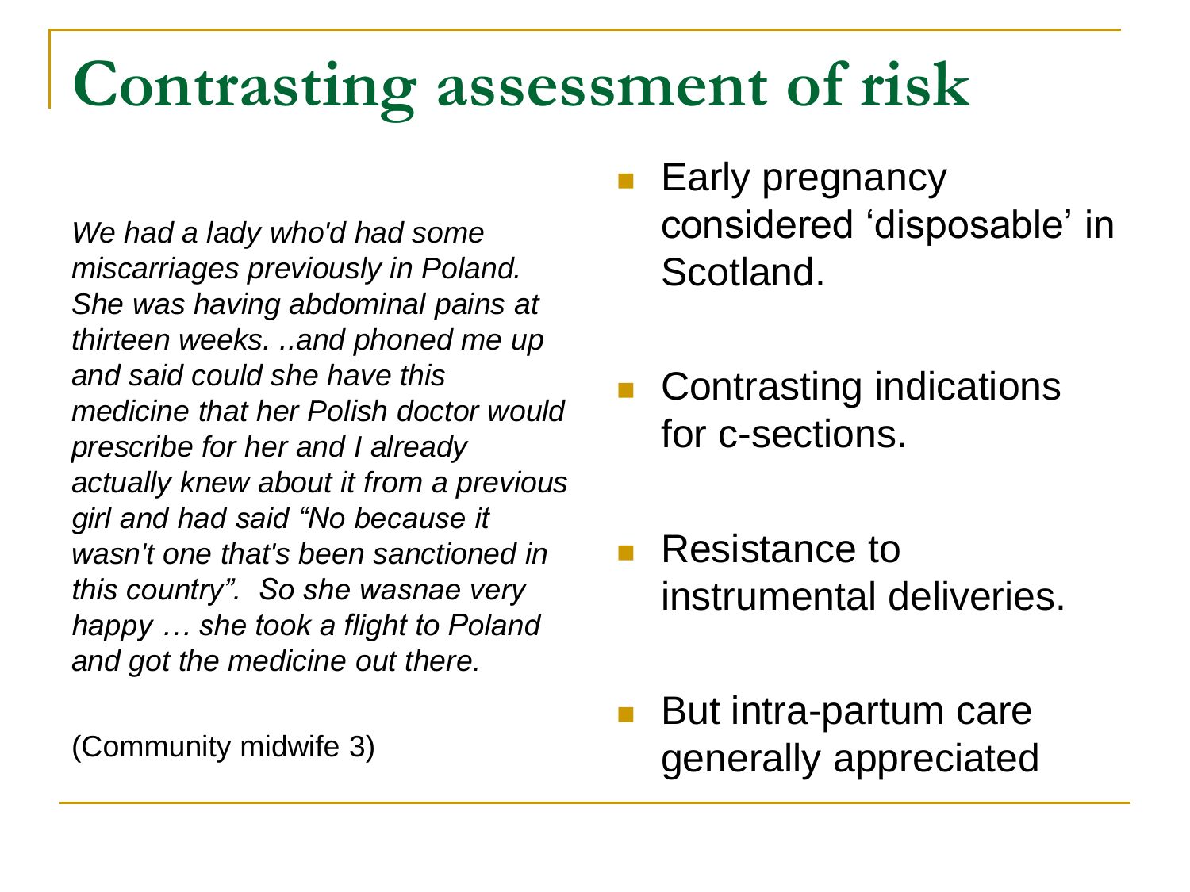# Contrasting assessment of risk

*We had a lady who'd had some miscarriages previously in Poland. She was having abdominal pains at thirteen weeks. ..and phoned me up and said could she have this medicine that her Polish doctor would prescribe for her and I already actually knew about it from a previous girl and had said "No because it wasn't one that's been sanctioned in this country". So she wasnae very happy … she took a flight to Poland and got the medicine out there.*

(Community midwife 3)

- Early pregnancy considered 'disposable' in Scotland.
- Contrasting indications for c-sections.
- Resistance to instrumental deliveries.
- But intra-partum care generally appreciated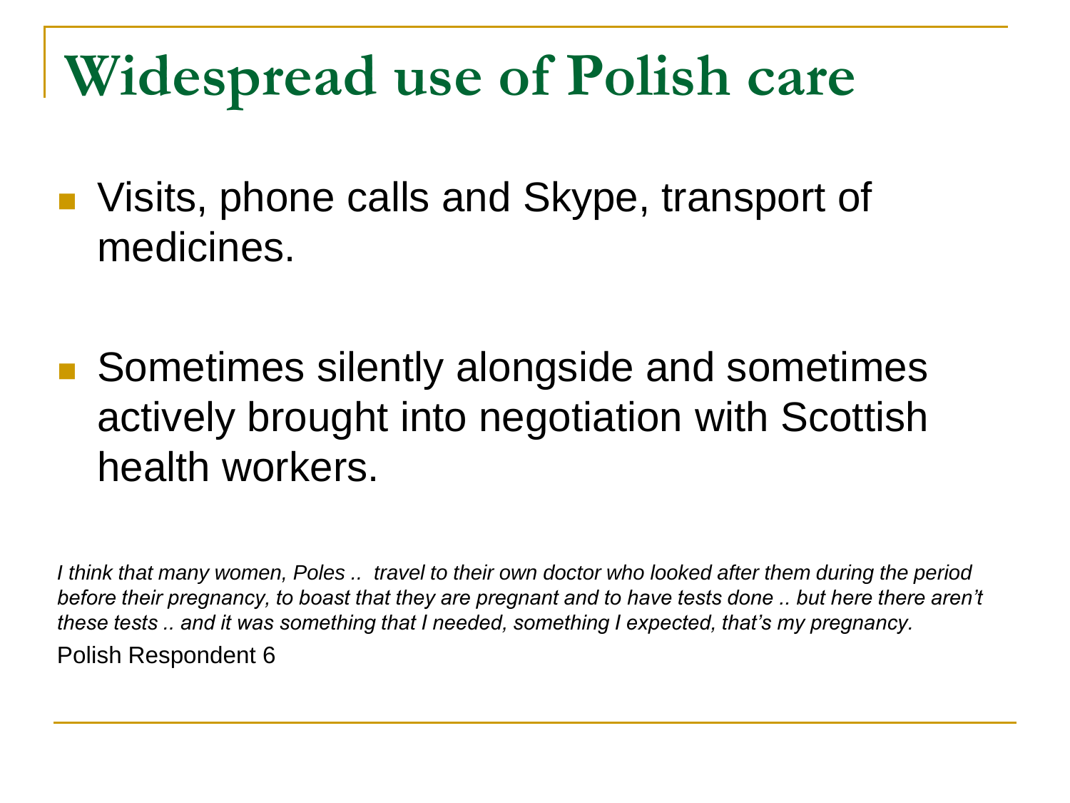# Widespread use of Polish care

- Visits, phone calls and Skype, transport of medicines.
- Sometimes silently alongside and sometimes actively brought into negotiation with Scottish health workers.

*I think that many women, Poles .. travel to their own doctor who looked after them during the period before their pregnancy, to boast that they are pregnant and to have tests done .. but here there aren't these tests .. and it was something that I needed, something I expected, that's my pregnancy.*

Polish Respondent 6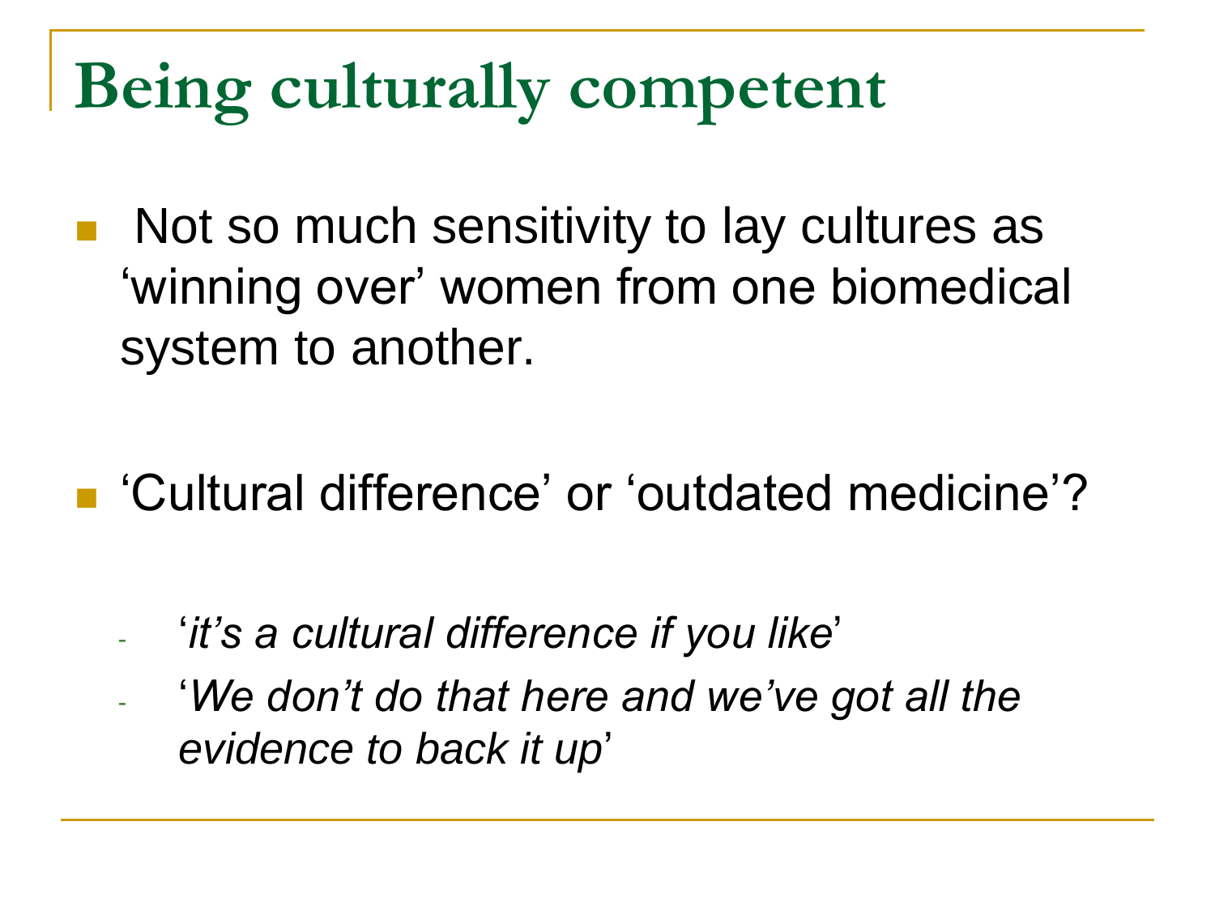# Being culturally competent

- Not so much sensitivity to lay cultures as 'winning over' women from one biomedical system to another.

- 'Cultural difference' or 'outdated medicine'?

  - '*it's a cultural difference if you like*'
  - '*We don't do that here and we've got all the evidence to back it up*'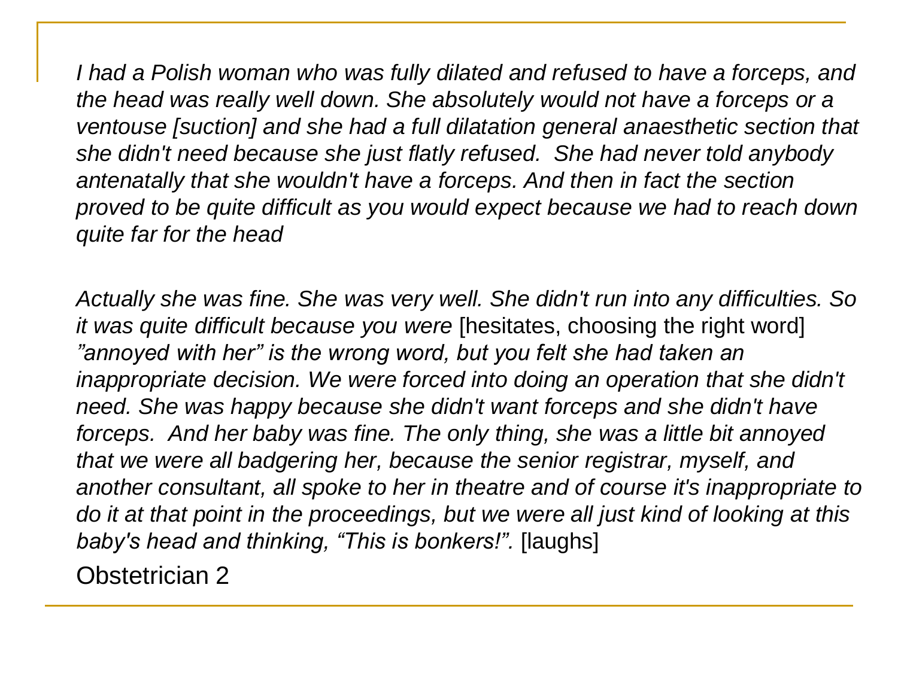*I had a Polish woman who was fully dilated and refused to have a forceps, and the head was really well down. She absolutely would not have a forceps or a ventouse [suction] and she had a full dilatation general anaesthetic section that she didn't need because she just flatly refused. She had never told anybody antenatally that she wouldn't have a forceps. And then in fact the section proved to be quite difficult as you would expect because we had to reach down quite far for the head*

*Actually she was fine. She was very well. She didn't run into any difficulties. So it was quite difficult because you were* [hesitates, choosing the right word] *"annoyed with her" is the wrong word, but you felt she had taken an inappropriate decision. We were forced into doing an operation that she didn't need. She was happy because she didn't want forceps and she didn't have forceps. And her baby was fine. The only thing, she was a little bit annoyed that we were all badgering her, because the senior registrar, myself, and another consultant, all spoke to her in theatre and of course it's inappropriate to do it at that point in the proceedings, but we were all just kind of looking at this baby's head and thinking, "This is bonkers!".* [laughs]

Obstetrician 2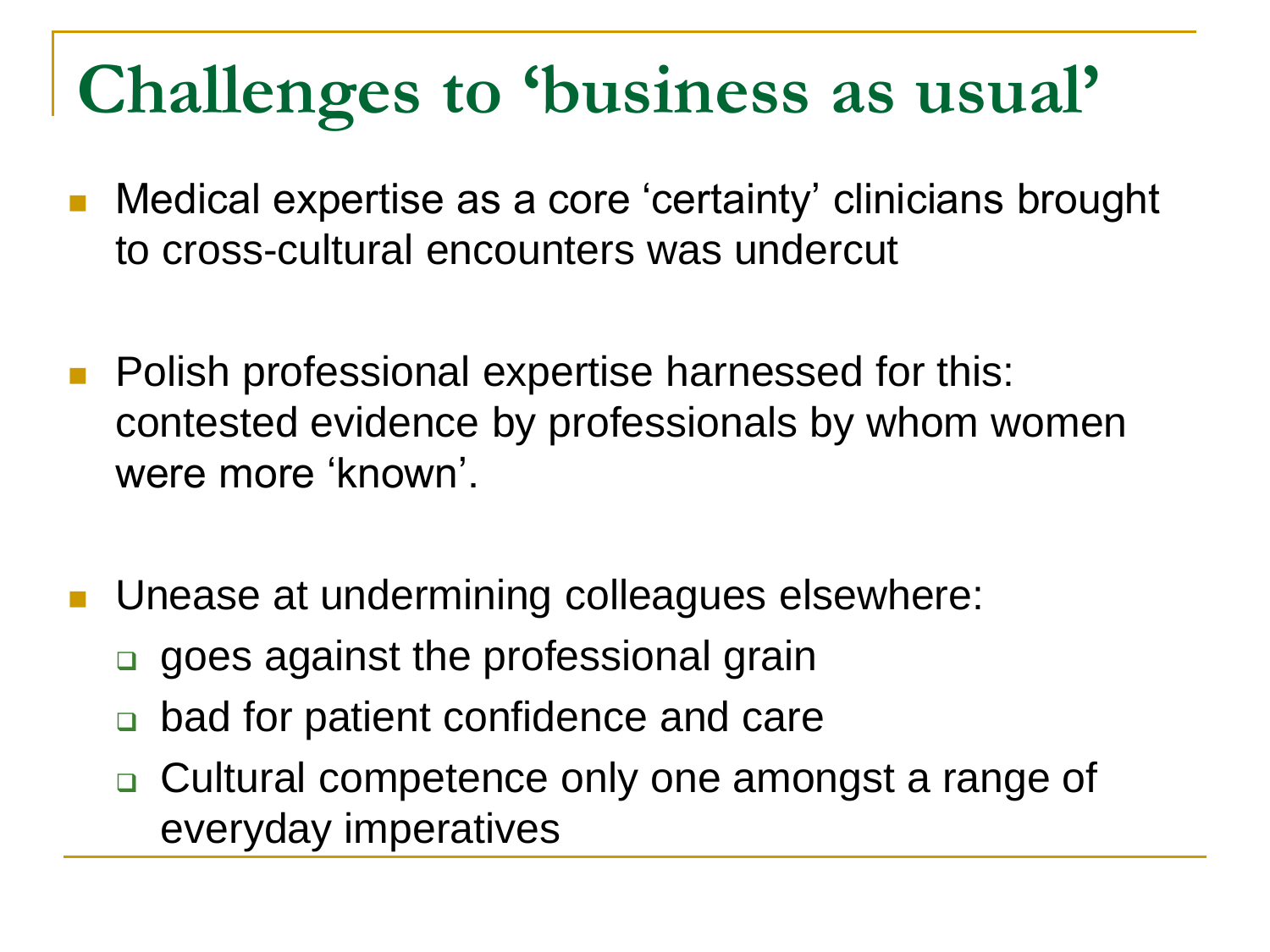# Challenges to 'business as usual'

- Medical expertise as a core 'certainty' clinicians brought to cross-cultural encounters was undercut

- Polish professional expertise harnessed for this: contested evidence by professionals by whom women were more 'known'.

- Unease at undermining colleagues elsewhere:
  - goes against the professional grain
  - bad for patient confidence and care
  - Cultural competence only one amongst a range of everyday imperatives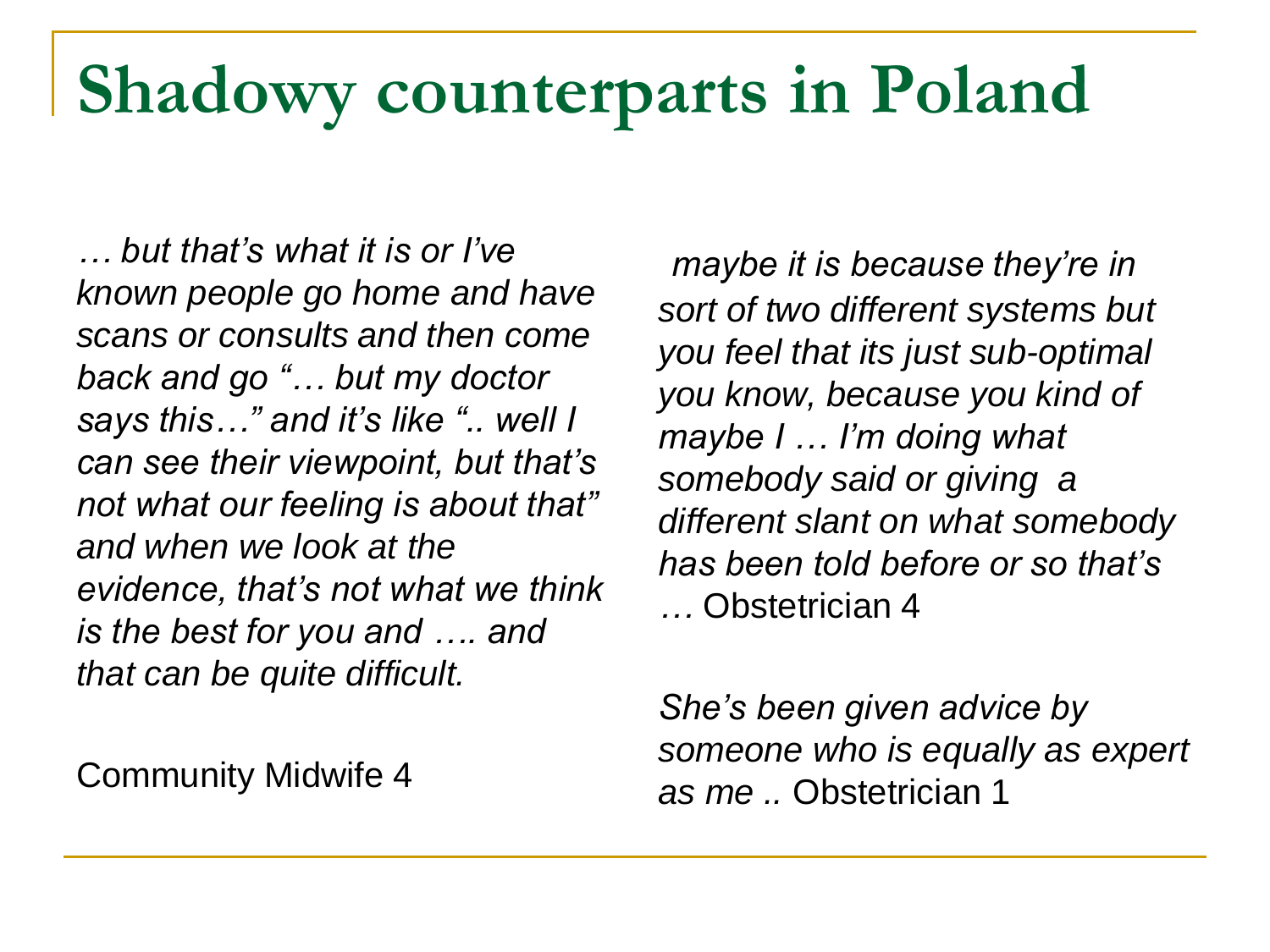# Shadowy counterparts in Poland

*… but that's what it is or I've known people go home and have scans or consults and then come back and go "… but my doctor says this…" and it's like ".. well I can see their viewpoint, but that's not what our feeling is about that" and when we look at the evidence, that's not what we think is the best for you and …. and that can be quite difficult.*

Community Midwife 4

*maybe it is because they're in sort of two different systems but you feel that its just sub-optimal you know, because you kind of maybe I … I'm doing what somebody said or giving a different slant on what somebody has been told before or so that's …* Obstetrician 4

*She's been given advice by someone who is equally as expert as me ..* Obstetrician 1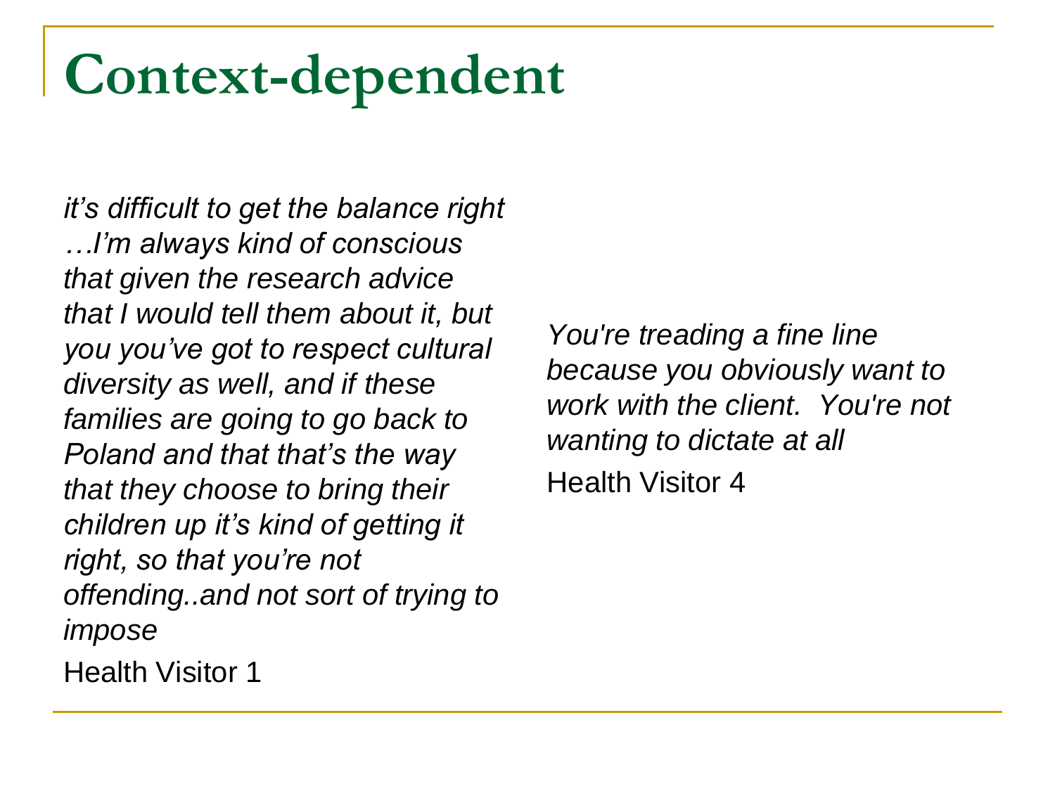# Context-dependent

*it's difficult to get the balance right …I'm always kind of conscious that given the research advice that I would tell them about it, but you you've got to respect cultural diversity as well, and if these families are going to go back to Poland and that that's the way that they choose to bring their children up it's kind of getting it right, so that you're not offending..and not sort of trying to impose*

Health Visitor 1

*You're treading a fine line because you obviously want to work with the client. You're not wanting to dictate at all*

Health Visitor 4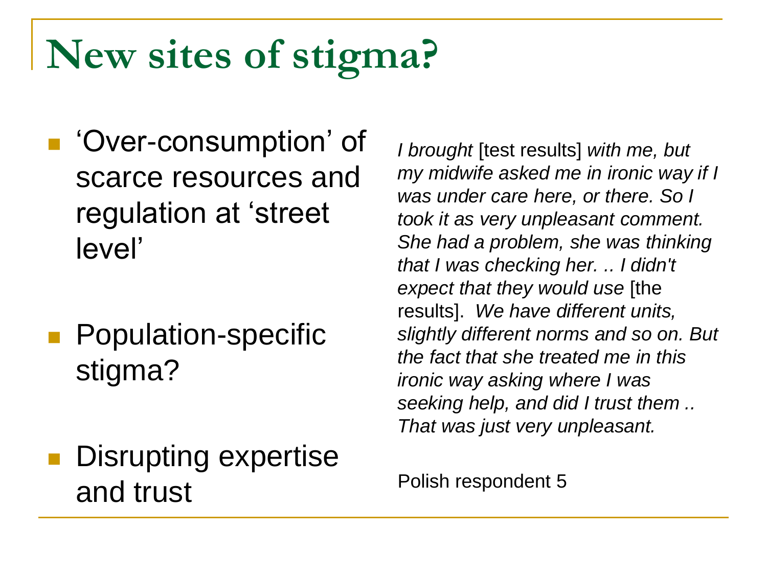# New sites of stigma?

- ‘Over-consumption’ of scarce resources and regulation at ‘street level’
- Population-specific stigma?
- Disrupting expertise and trust

*I brought* [test results] *with me, but my midwife asked me in ironic way if I was under care here, or there. So I took it as very unpleasant comment. She had a problem, she was thinking that I was checking her. .. I didn't expect that they would use* [the results]. *We have different units, slightly different norms and so on. But the fact that she treated me in this ironic way asking where I was seeking help, and did I trust them .. That was just very unpleasant.*

Polish respondent 5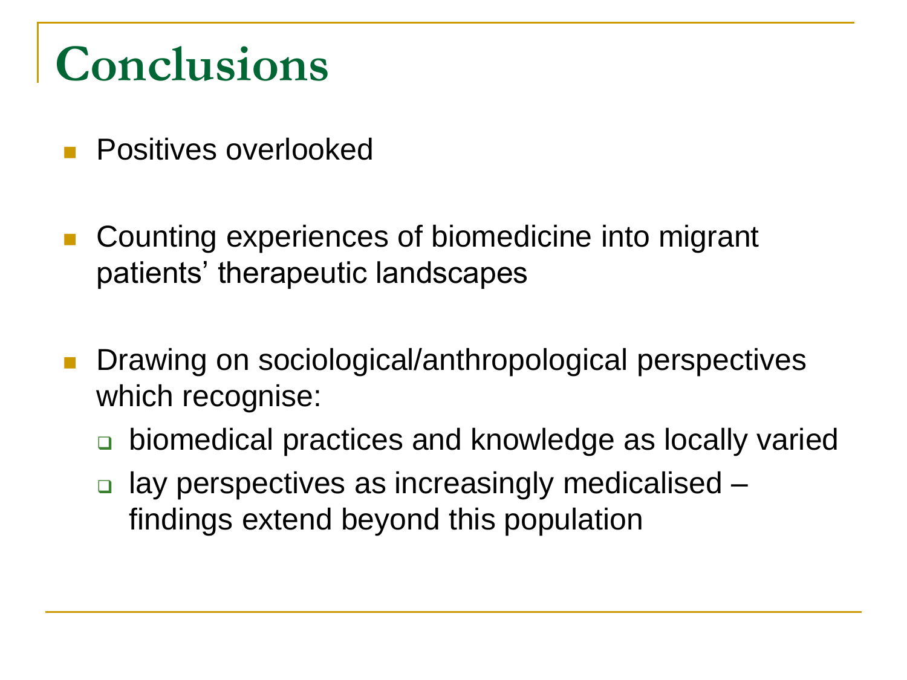# Conclusions

- Positives overlooked
- Counting experiences of biomedicine into migrant patients' therapeutic landscapes
- Drawing on sociological/anthropological perspectives which recognise:
  - biomedical practices and knowledge as locally varied
  - lay perspectives as increasingly medicalised – findings extend beyond this population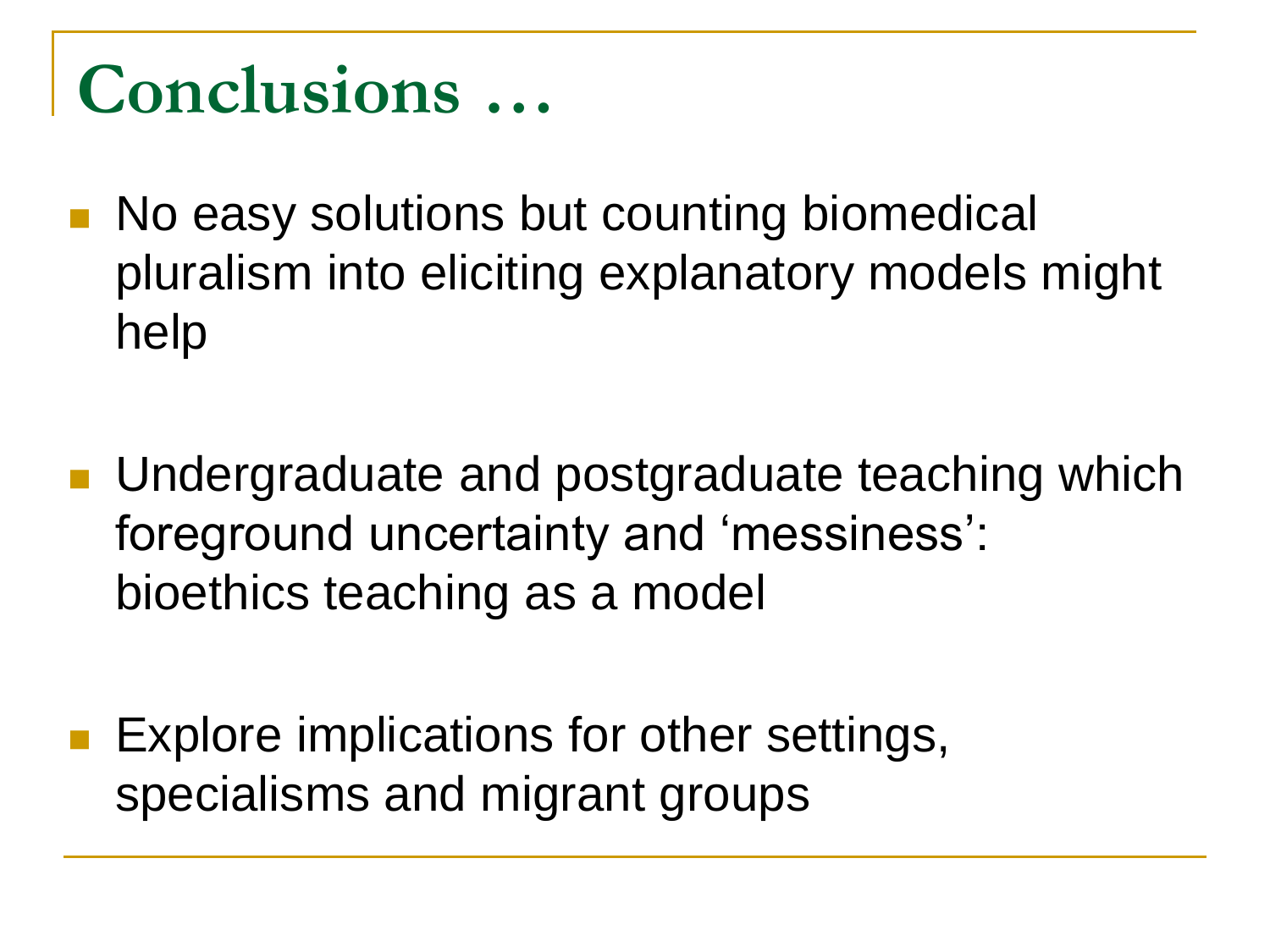# Conclusions …

- No easy solutions but counting biomedical pluralism into eliciting explanatory models might help

- Undergraduate and postgraduate teaching which foreground uncertainty and 'messiness': bioethics teaching as a model

- Explore implications for other settings, specialisms and migrant groups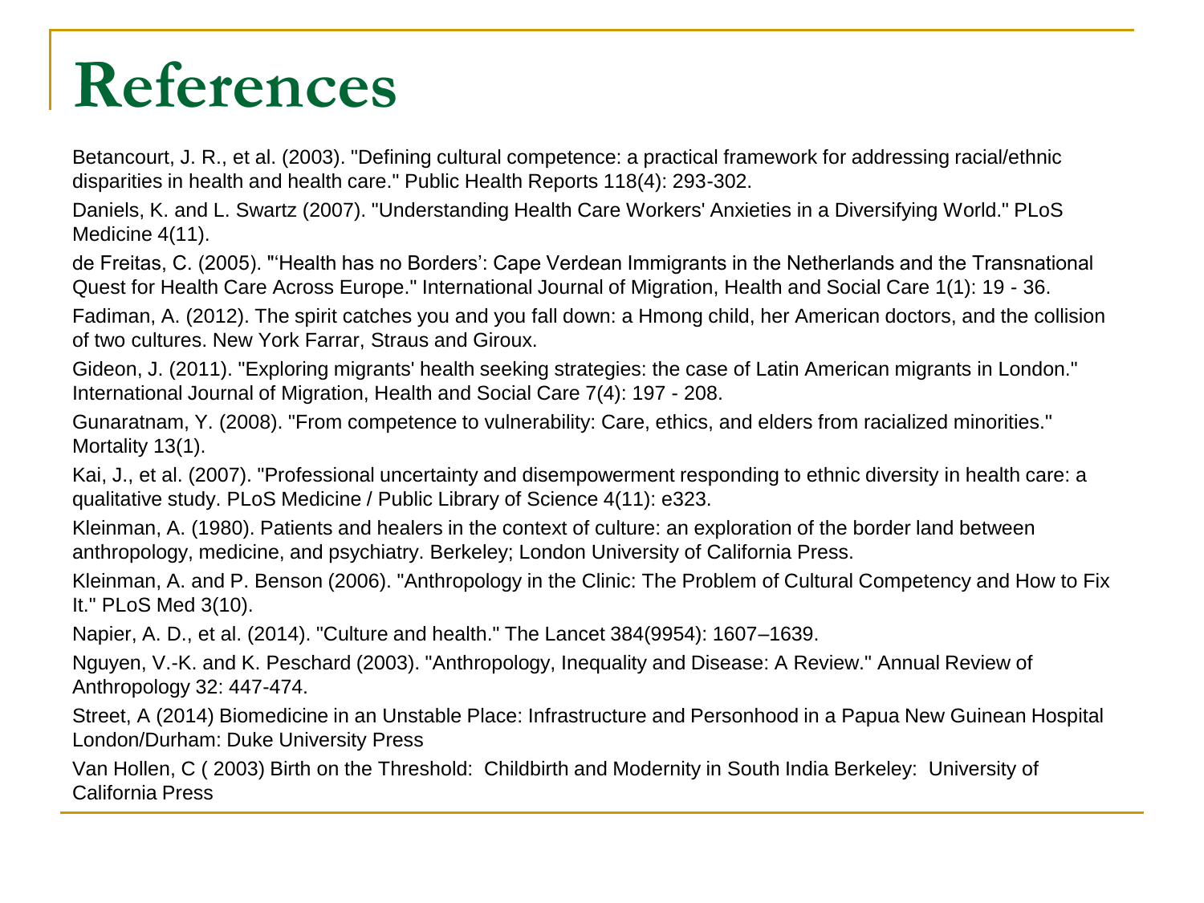# References

Betancourt, J. R., et al. (2003). "Defining cultural competence: a practical framework for addressing racial/ethnic disparities in health and health care." Public Health Reports 118(4): 293-302.

Daniels, K. and L. Swartz (2007). "Understanding Health Care Workers' Anxieties in a Diversifying World." PLoS Medicine 4(11).

de Freitas, C. (2005). "'Health has no Borders': Cape Verdean Immigrants in the Netherlands and the Transnational Quest for Health Care Across Europe." International Journal of Migration, Health and Social Care 1(1): 19 - 36.

Fadiman, A. (2012). The spirit catches you and you fall down: a Hmong child, her American doctors, and the collision of two cultures. New York Farrar, Straus and Giroux.

Gideon, J. (2011). "Exploring migrants' health seeking strategies: the case of Latin American migrants in London." International Journal of Migration, Health and Social Care 7(4): 197 - 208.

Gunaratnam, Y. (2008). "From competence to vulnerability: Care, ethics, and elders from racialized minorities." Mortality 13(1).

Kai, J., et al. (2007). "Professional uncertainty and disempowerment responding to ethnic diversity in health care: a qualitative study. PLoS Medicine / Public Library of Science 4(11): e323.

Kleinman, A. (1980). Patients and healers in the context of culture: an exploration of the border land between anthropology, medicine, and psychiatry. Berkeley; London University of California Press.

Kleinman, A. and P. Benson (2006). "Anthropology in the Clinic: The Problem of Cultural Competency and How to Fix It." PLoS Med 3(10).

Napier, A. D., et al. (2014). "Culture and health." The Lancet 384(9954): 1607–1639.

Nguyen, V.-K. and K. Peschard (2003). "Anthropology, Inequality and Disease: A Review." Annual Review of Anthropology 32: 447-474.

Street, A (2014) Biomedicine in an Unstable Place: Infrastructure and Personhood in a Papua New Guinean Hospital London/Durham: Duke University Press

Van Hollen, C ( 2003) Birth on the Threshold: Childbirth and Modernity in South India Berkeley: University of California Press